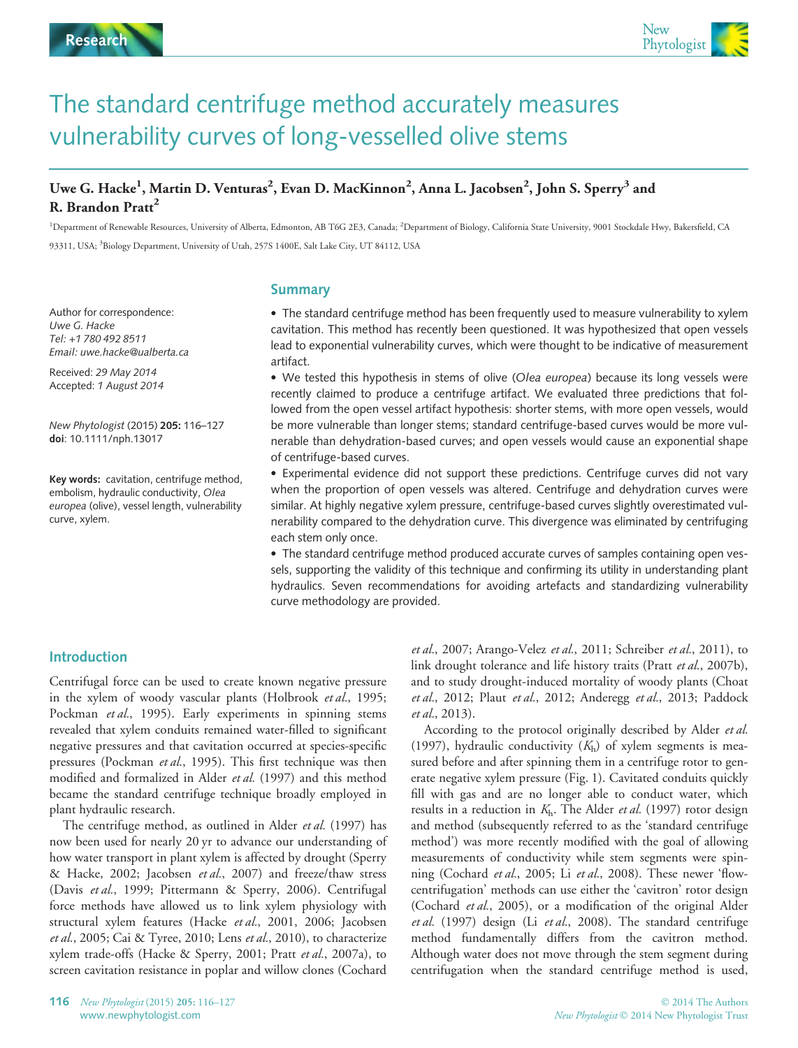# The standard centrifuge method accurately measures vulnerability curves of long-vesselled olive stems

**Uwe G. Hacke[1], Martin D. Venturas[2], Evan D. MacKinnon[2], Anna L. Jacobsen[2], John S. Sperry[3] and R. Brandon Pratt[2]**

[1]Department of Renewable Resources, University of Alberta, Edmonton, AB T6G 2E3, Canada; [2]Department of Biology, California State University, 9001 Stockdale Hwy, Bakersfield, CA 93311, USA; [3]Biology Department, University of Utah, 257S 1400E, Salt Lake City, UT 84112, USA

Author for correspondence:
*Uwe G. Hacke*
*Tel: +1 780 492 8511*
*Email: uwe.hacke@ualberta.ca*

Received: *29 May 2014*
Accepted: *1 August 2014*

*New Phytologist* (2015) **205:** 116–127
**doi**: 10.1111/nph.13017

**Key words:** cavitation, centrifuge method, embolism, hydraulic conductivity, *Olea europea* (olive), vessel length, vulnerability curve, xylem.

## Summary

- The standard centrifuge method has been frequently used to measure vulnerability to xylem cavitation. This method has recently been questioned. It was hypothesized that open vessels lead to exponential vulnerability curves, which were thought to be indicative of measurement artifact.
- We tested this hypothesis in stems of olive (*Olea europea*) because its long vessels were recently claimed to produce a centrifuge artifact. We evaluated three predictions that followed from the open vessel artifact hypothesis: shorter stems, with more open vessels, would be more vulnerable than longer stems; standard centrifuge-based curves would be more vulnerable than dehydration-based curves; and open vessels would cause an exponential shape of centrifuge-based curves.
- Experimental evidence did not support these predictions. Centrifuge curves did not vary when the proportion of open vessels was altered. Centrifuge and dehydration curves were similar. At highly negative xylem pressure, centrifuge-based curves slightly overestimated vulnerability compared to the dehydration curve. This divergence was eliminated by centrifuging each stem only once.
- The standard centrifuge method produced accurate curves of samples containing open vessels, supporting the validity of this technique and confirming its utility in understanding plant hydraulics. Seven recommendations for avoiding artefacts and standardizing vulnerability curve methodology are provided.

## Introduction

Centrifugal force can be used to create known negative pressure in the xylem of woody vascular plants (Holbrook *et al.*, 1995; Pockman *et al.*, 1995). Early experiments in spinning stems revealed that xylem conduits remained water-filled to significant negative pressures and that cavitation occurred at species-specific pressures (Pockman *et al.*, 1995). This first technique was then modified and formalized in Alder *et al.* (1997) and this method became the standard centrifuge technique broadly employed in plant hydraulic research.

The centrifuge method, as outlined in Alder *et al.* (1997) has now been used for nearly 20 yr to advance our understanding of how water transport in plant xylem is affected by drought (Sperry & Hacke, 2002; Jacobsen *et al.*, 2007) and freeze/thaw stress (Davis *et al.*, 1999; Pittermann & Sperry, 2006). Centrifugal force methods have allowed us to link xylem physiology with structural xylem features (Hacke *et al.*, 2001, 2006; Jacobsen *et al.*, 2005; Cai & Tyree, 2010; Lens *et al.*, 2010), to characterize xylem trade-offs (Hacke & Sperry, 2001; Pratt *et al.*, 2007a), to screen cavitation resistance in poplar and willow clones (Cochard *et al.*, 2007; Arango-Velez *et al.*, 2011; Schreiber *et al.*, 2011), to link drought tolerance and life history traits (Pratt *et al.*, 2007b), and to study drought-induced mortality of woody plants (Choat *et al.*, 2012; Plaut *et al.*, 2012; Anderegg *et al.*, 2013; Paddock *et al.*, 2013).

According to the protocol originally described by Alder *et al.* (1997), hydraulic conductivity ($K_h$) of xylem segments is measured before and after spinning them in a centrifuge rotor to generate negative xylem pressure (Fig. 1). Cavitated conduits quickly fill with gas and are no longer able to conduct water, which results in a reduction in $K_h$. The Alder *et al.* (1997) rotor design and method (subsequently referred to as the 'standard centrifuge method') was more recently modified with the goal of allowing measurements of conductivity while stem segments were spinning (Cochard *et al.*, 2005; Li *et al.*, 2008). These newer 'flow-centrifugation' methods can use either the 'cavitron' rotor design (Cochard *et al.*, 2005), or a modification of the original Alder *et al.* (1997) design (Li *et al.*, 2008). The standard centrifuge method fundamentally differs from the cavitron method. Although water does not move through the stem segment during centrifugation when the standard centrifuge method is used,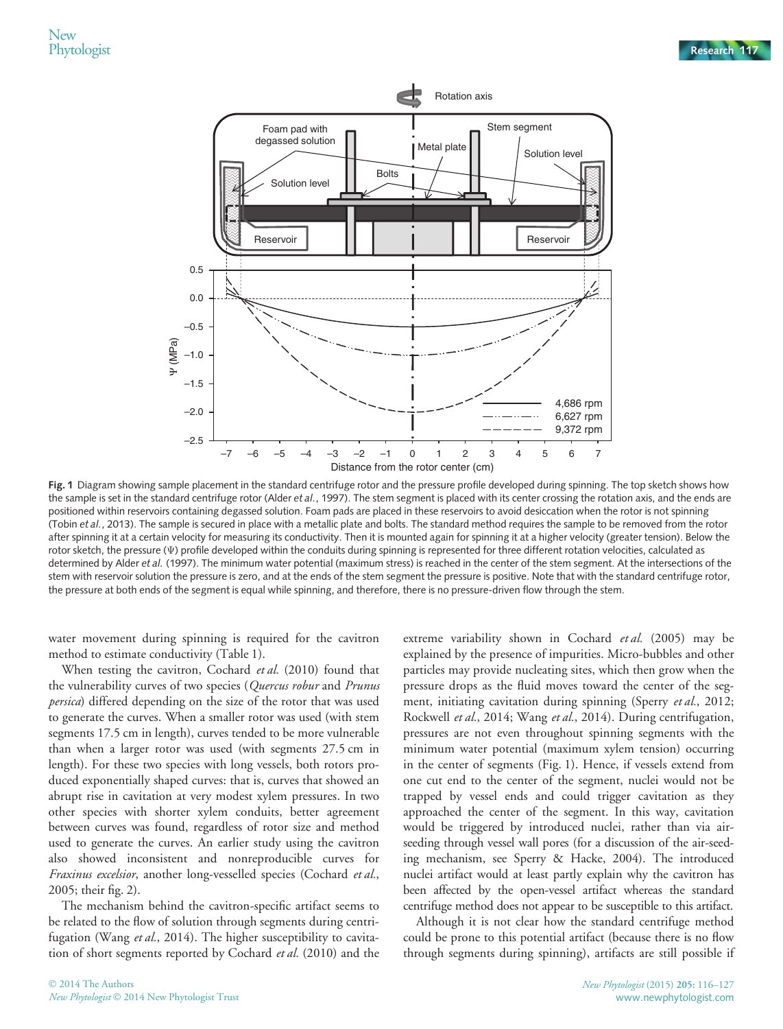Fig. 1 Diagram showing sample placement in the standard centrifuge rotor and the pressure profile developed during spinning. The top sketch shows how the sample is set in the standard centrifuge rotor (Alder *et al.*, 1997). The stem segment is placed with its center crossing the rotation axis, and the ends are positioned within reservoirs containing degassed solution. Foam pads are placed in these reservoirs to avoid desiccation when the rotor is not spinning (Tobin *et al.*, 2013). The sample is secured in place with a metallic plate and bolts. The standard method requires the sample to be removed from the rotor after spinning it at a certain velocity for measuring its conductivity. Then it is mounted again for spinning it at a higher velocity (greater tension). Below the rotor sketch, the pressure (Ψ) profile developed within the conduits during spinning is represented for three different rotation velocities, calculated as determined by Alder *et al.* (1997). The minimum water potential (maximum stress) is reached in the center of the stem segment. At the intersections of the stem with reservoir solution the pressure is zero, and at the ends of the stem segment the pressure is positive. Note that with the standard centrifuge rotor, the pressure at both ends of the segment is equal while spinning, and therefore, there is no pressure-driven flow through the stem.

water movement during spinning is required for the cavitron method to estimate conductivity (Table 1).

When testing the cavitron, Cochard *et al.* (2010) found that the vulnerability curves of two species (*Quercus robur* and *Prunus persica*) differed depending on the size of the rotor that was used to generate the curves. When a smaller rotor was used (with stem segments 17.5 cm in length), curves tended to be more vulnerable than when a larger rotor was used (with segments 27.5 cm in length). For these two species with long vessels, both rotors produced exponentially shaped curves: that is, curves that showed an abrupt rise in cavitation at very modest xylem pressures. In two other species with shorter xylem conduits, better agreement between curves was found, regardless of rotor size and method used to generate the curves. An earlier study using the cavitron also showed inconsistent and nonreproducible curves for *Fraxinus excelsior*, another long-vesselled species (Cochard *et al.*, 2005; their fig. 2).

The mechanism behind the cavitron-specific artifact seems to be related to the flow of solution through segments during centrifugation (Wang *et al.*, 2014). The higher susceptibility to cavitation of short segments reported by Cochard *et al.* (2010) and the extreme variability shown in Cochard *et al.* (2005) may be explained by the presence of impurities. Micro-bubbles and other particles may provide nucleating sites, which then grow when the pressure drops as the fluid moves toward the center of the segment, initiating cavitation during spinning (Sperry *et al.*, 2012; Rockwell *et al.*, 2014; Wang *et al.*, 2014). During centrifugation, pressures are not even throughout spinning segments with the minimum water potential (maximum xylem tension) occurring in the center of segments (Fig. 1). Hence, if vessels extend from one cut end to the center of the segment, nuclei would not be trapped by vessel ends and could trigger cavitation as they approached the center of the segment. In this way, cavitation would be triggered by introduced nuclei, rather than via air-seeding through vessel wall pores (for a discussion of the air-seeding mechanism, see Sperry & Hacke, 2004). The introduced nuclei artifact would at least partly explain why the cavitron has been affected by the open-vessel artifact whereas the standard centrifuge method does not appear to be susceptible to this artifact.

Although it is not clear how the standard centrifuge method could be prone to this potential artifact (because there is no flow through segments during spinning), artifacts are still possible if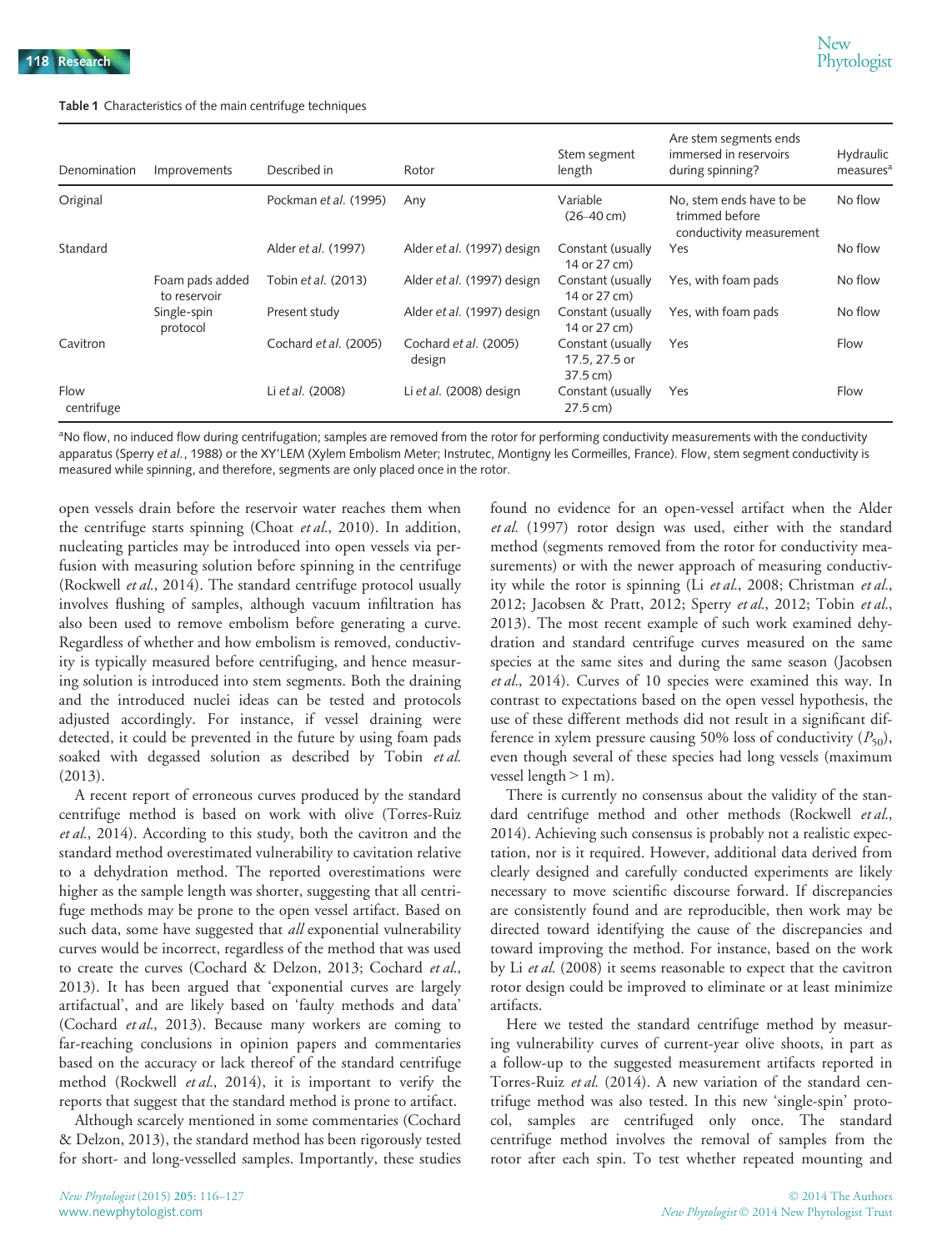**Table 1** Characteristics of the main centrifuge techniques

| Denomination | Improvements | Described in | Rotor | Stem segment length | Are stem segments ends immersed in reservoirs during spinning? | Hydraulic measures[a] |
|---|---|---|---|---|---|---|
| Original | | Pockman *et al.* (1995) | Any | Variable (26–40 cm) | No, stem ends have to be trimmed before conductivity measurement | No flow |
| Standard | | Alder *et al.* (1997) | Alder *et al.* (1997) design | Constant (usually 14 or 27 cm) | Yes | No flow |
| | Foam pads added to reservoir | Tobin *et al.* (2013) | Alder *et al.* (1997) design | Constant (usually 14 or 27 cm) | Yes, with foam pads | No flow |
| | Single-spin protocol | Present study | Alder *et al.* (1997) design | Constant (usually 14 or 27 cm) | Yes, with foam pads | No flow |
| Cavitron | | Cochard *et al.* (2005) | Cochard *et al.* (2005) design | Constant (usually 17.5, 27.5 or 37.5 cm) | Yes | Flow |
| Flow centrifuge | | Li *et al.* (2008) | Li *et al.* (2008) design | Constant (usually 27.5 cm) | Yes | Flow |

[a]No flow, no induced flow during centrifugation; samples are removed from the rotor for performing conductivity measurements with the conductivity apparatus (Sperry *et al.*, 1988) or the XY'LEM (Xylem Embolism Meter; Instrutec, Montigny les Cormeilles, France). Flow, stem segment conductivity is measured while spinning, and therefore, segments are only placed once in the rotor.

open vessels drain before the reservoir water reaches them when the centrifuge starts spinning (Choat *et al.*, 2010). In addition, nucleating particles may be introduced into open vessels via perfusion with measuring solution before spinning in the centrifuge (Rockwell *et al.*, 2014). The standard centrifuge protocol usually involves flushing of samples, although vacuum infiltration has also been used to remove embolism before generating a curve. Regardless of whether and how embolism is removed, conductivity is typically measured before centrifuging, and hence measuring solution is introduced into stem segments. Both the draining and the introduced nuclei ideas can be tested and protocols adjusted accordingly. For instance, if vessel draining were detected, it could be prevented in the future by using foam pads soaked with degassed solution as described by Tobin *et al.* (2013).

A recent report of erroneous curves produced by the standard centrifuge method is based on work with olive (Torres-Ruiz *et al.*, 2014). According to this study, both the cavitron and the standard method overestimated vulnerability to cavitation relative to a dehydration method. The reported overestimations were higher as the sample length was shorter, suggesting that all centrifuge methods may be prone to the open vessel artifact. Based on such data, some have suggested that *all* exponential vulnerability curves would be incorrect, regardless of the method that was used to create the curves (Cochard & Delzon, 2013; Cochard *et al.*, 2013). It has been argued that 'exponential curves are largely artifactual', and are likely based on 'faulty methods and data' (Cochard *et al.*, 2013). Because many workers are coming to far-reaching conclusions in opinion papers and commentaries based on the accuracy or lack thereof of the standard centrifuge method (Rockwell *et al.*, 2014), it is important to verify the reports that suggest that the standard method is prone to artifact.

Although scarcely mentioned in some commentaries (Cochard & Delzon, 2013), the standard method has been rigorously tested for short- and long-vesselled samples. Importantly, these studies found no evidence for an open-vessel artifact when the Alder *et al.* (1997) rotor design was used, either with the standard method (segments removed from the rotor for conductivity measurements) or with the newer approach of measuring conductivity while the rotor is spinning (Li *et al.*, 2008; Christman *et al.*, 2012; Jacobsen & Pratt, 2012; Sperry *et al.*, 2012; Tobin *et al.*, 2013). The most recent example of such work examined dehydration and standard centrifuge curves measured on the same species at the same sites and during the same season (Jacobsen *et al.*, 2014). Curves of 10 species were examined this way. In contrast to expectations based on the open vessel hypothesis, the use of these different methods did not result in a significant difference in xylem pressure causing 50% loss of conductivity ($P_{50}$), even though several of these species had long vessels (maximum vessel length > 1 m).

There is currently no consensus about the validity of the standard centrifuge method and other methods (Rockwell *et al.*, 2014). Achieving such consensus is probably not a realistic expectation, nor is it required. However, additional data derived from clearly designed and carefully conducted experiments are likely necessary to move scientific discourse forward. If discrepancies are consistently found and are reproducible, then work may be directed toward identifying the cause of the discrepancies and toward improving the method. For instance, based on the work by Li *et al.* (2008) it seems reasonable to expect that the cavitron rotor design could be improved to eliminate or at least minimize artifacts.

Here we tested the standard centrifuge method by measuring vulnerability curves of current-year olive shoots, in part as a follow-up to the suggested measurement artifacts reported in Torres-Ruiz *et al.* (2014). A new variation of the standard centrifuge method was also tested. In this new 'single-spin' protocol, samples are centrifuged only once. The standard centrifuge method involves the removal of samples from the rotor after each spin. To test whether repeated mounting and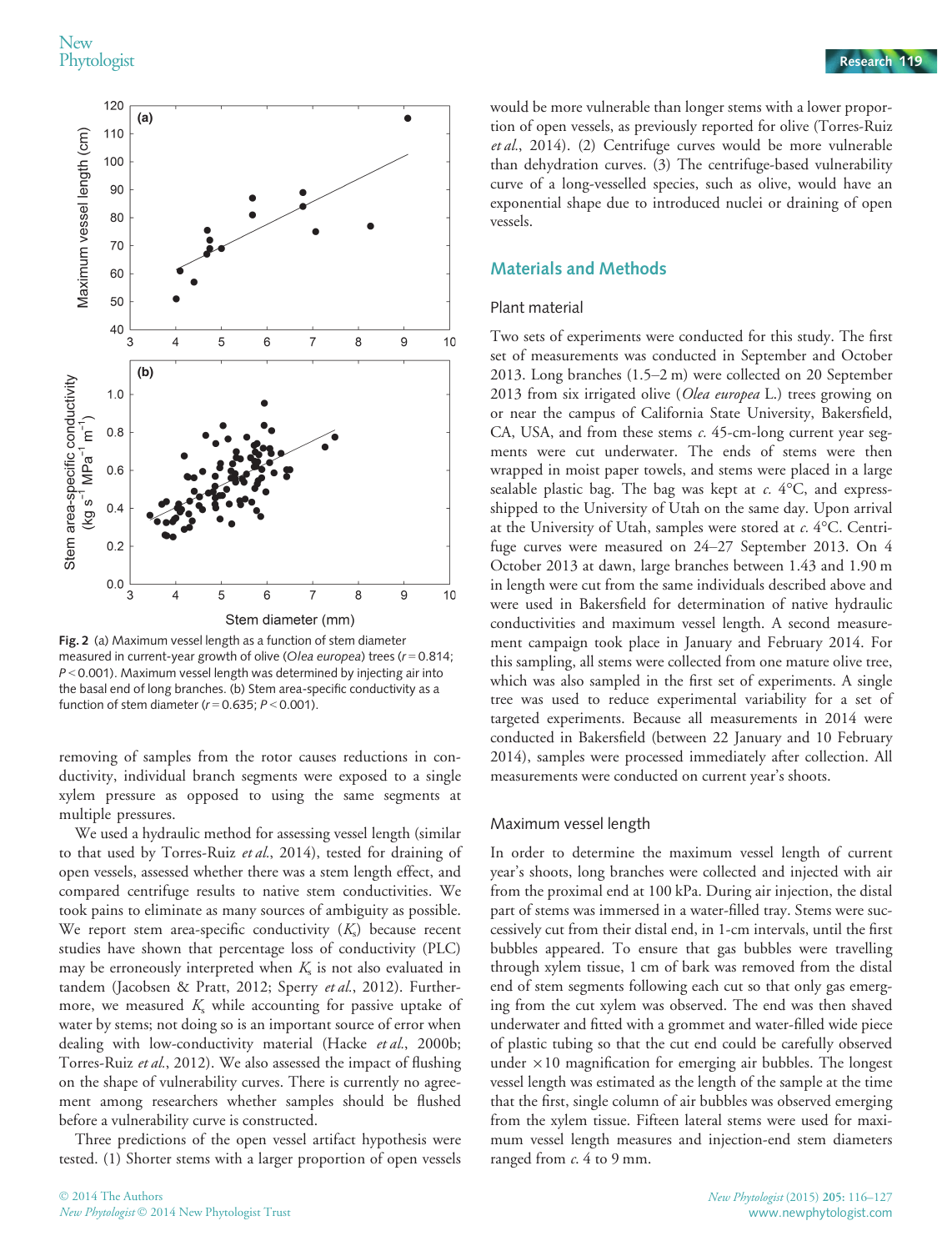Fig. 2 (a) Maximum vessel length as a function of stem diameter measured in current-year growth of olive (*Olea europea*) trees ($r = 0.814$; $P < 0.001$). Maximum vessel length was determined by injecting air into the basal end of long branches. (b) Stem area-specific conductivity as a function of stem diameter ($r = 0.635$; $P < 0.001$).

removing of samples from the rotor causes reductions in conductivity, individual branch segments were exposed to a single xylem pressure as opposed to using the same segments at multiple pressures.

We used a hydraulic method for assessing vessel length (similar to that used by Torres-Ruiz *et al.*, 2014), tested for draining of open vessels, assessed whether there was a stem length effect, and compared centrifuge results to native stem conductivities. We took pains to eliminate as many sources of ambiguity as possible. We report stem area-specific conductivity ($K_s$) because recent studies have shown that percentage loss of conductivity (PLC) may be erroneously interpreted when $K_s$ is not also evaluated in tandem (Jacobsen & Pratt, 2012; Sperry *et al.*, 2012). Furthermore, we measured $K_s$ while accounting for passive uptake of water by stems; not doing so is an important source of error when dealing with low-conductivity material (Hacke *et al.*, 2000b; Torres-Ruiz *et al.*, 2012). We also assessed the impact of flushing on the shape of vulnerability curves. There is currently no agreement among researchers whether samples should be flushed before a vulnerability curve is constructed.

Three predictions of the open vessel artifact hypothesis were tested. (1) Shorter stems with a larger proportion of open vessels would be more vulnerable than longer stems with a lower proportion of open vessels, as previously reported for olive (Torres-Ruiz *et al.*, 2014). (2) Centrifuge curves would be more vulnerable than dehydration curves. (3) The centrifuge-based vulnerability curve of a long-vesselled species, such as olive, would have an exponential shape due to introduced nuclei or draining of open vessels.

## Materials and Methods

### Plant material

Two sets of experiments were conducted for this study. The first set of measurements was conducted in September and October 2013. Long branches (1.5–2 m) were collected on 20 September 2013 from six irrigated olive (*Olea europea* L.) trees growing on or near the campus of California State University, Bakersfield, CA, USA, and from these stems *c.* 45-cm-long current year segments were cut underwater. The ends of stems were then wrapped in moist paper towels, and stems were placed in a large sealable plastic bag. The bag was kept at *c.* 4°C, and express-shipped to the University of Utah on the same day. Upon arrival at the University of Utah, samples were stored at *c.* 4°C. Centrifuge curves were measured on 24–27 September 2013. On 4 October 2013 at dawn, large branches between 1.43 and 1.90 m in length were cut from the same individuals described above and were used in Bakersfield for determination of native hydraulic conductivities and maximum vessel length. A second measurement campaign took place in January and February 2014. For this sampling, all stems were collected from one mature olive tree, which was also sampled in the first set of experiments. A single tree was used to reduce experimental variability for a set of targeted experiments. Because all measurements in 2014 were conducted in Bakersfield (between 22 January and 10 February 2014), samples were processed immediately after collection. All measurements were conducted on current year's shoots.

### Maximum vessel length

In order to determine the maximum vessel length of current year's shoots, long branches were collected and injected with air from the proximal end at 100 kPa. During air injection, the distal part of stems was immersed in a water-filled tray. Stems were successively cut from their distal end, in 1-cm intervals, until the first bubbles appeared. To ensure that gas bubbles were travelling through xylem tissue, 1 cm of bark was removed from the distal end of stem segments following each cut so that only gas emerging from the cut xylem was observed. The end was then shaved underwater and fitted with a grommet and water-filled wide piece of plastic tubing so that the cut end could be carefully observed under ×10 magnification for emerging air bubbles. The longest vessel length was estimated as the length of the sample at the time that the first, single column of air bubbles was observed emerging from the xylem tissue. Fifteen lateral stems were used for maximum vessel length measures and injection-end stem diameters ranged from *c.* 4 to 9 mm.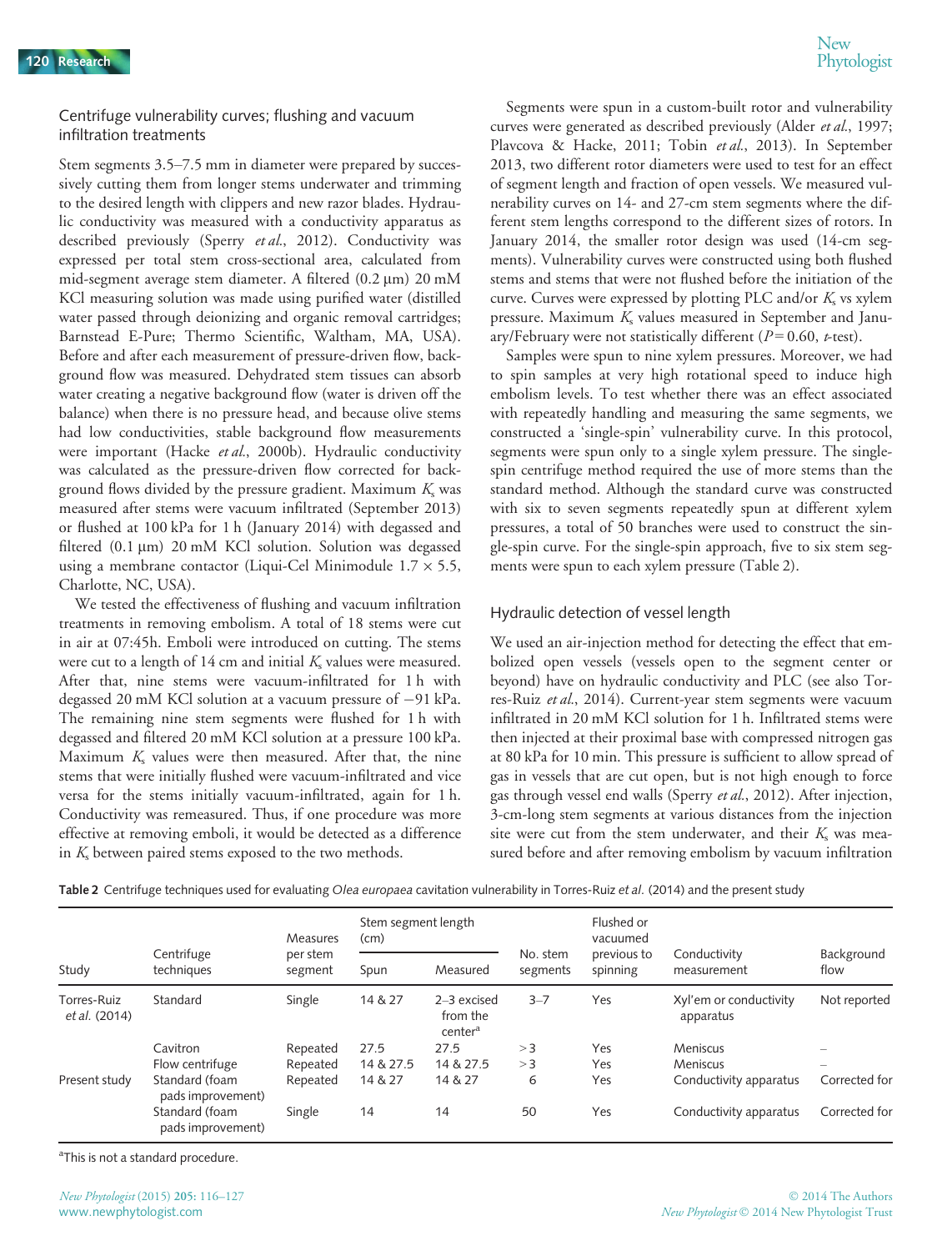### Centrifuge vulnerability curves; flushing and vacuum infiltration treatments

Stem segments 3.5–7.5 mm in diameter were prepared by successively cutting them from longer stems underwater and trimming to the desired length with clippers and new razor blades. Hydraulic conductivity was measured with a conductivity apparatus as described previously (Sperry *et al.*, 2012). Conductivity was expressed per total stem cross-sectional area, calculated from mid-segment average stem diameter. A filtered (0.2 μm) 20 mM KCl measuring solution was made using purified water (distilled water passed through deionizing and organic removal cartridges; Barnstead E-Pure; Thermo Scientific, Waltham, MA, USA). Before and after each measurement of pressure-driven flow, background flow was measured. Dehydrated stem tissues can absorb water creating a negative background flow (water is driven off the balance) when there is no pressure head, and because olive stems had low conductivities, stable background flow measurements were important (Hacke *et al.*, 2000b). Hydraulic conductivity was calculated as the pressure-driven flow corrected for background flows divided by the pressure gradient. Maximum $K_s$ was measured after stems were vacuum infiltrated (September 2013) or flushed at 100 kPa for 1 h (January 2014) with degassed and filtered (0.1 μm) 20 mM KCl solution. Solution was degassed using a membrane contactor (Liqui-Cel Minimodule 1.7 × 5.5, Charlotte, NC, USA).

We tested the effectiveness of flushing and vacuum infiltration treatments in removing embolism. A total of 18 stems were cut in air at 07:45h. Emboli were introduced on cutting. The stems were cut to a length of 14 cm and initial $K_s$ values were measured. After that, nine stems were vacuum-infiltrated for 1 h with degassed 20 mM KCl solution at a vacuum pressure of −91 kPa. The remaining nine stem segments were flushed for 1 h with degassed and filtered 20 mM KCl solution at a pressure 100 kPa. Maximum $K_s$ values were then measured. After that, the nine stems that were initially flushed were vacuum-infiltrated and vice versa for the stems initially vacuum-infiltrated, again for 1 h. Conductivity was remeasured. Thus, if one procedure was more effective at removing emboli, it would be detected as a difference in $K_s$ between paired stems exposed to the two methods.

Segments were spun in a custom-built rotor and vulnerability curves were generated as described previously (Alder *et al.*, 1997; Plavcova & Hacke, 2011; Tobin *et al.*, 2013). In September 2013, two different rotor diameters were used to test for an effect of segment length and fraction of open vessels. We measured vulnerability curves on 14- and 27-cm stem segments where the different stem lengths correspond to the different sizes of rotors. In January 2014, the smaller rotor design was used (14-cm segments). Vulnerability curves were constructed using both flushed stems and stems that were not flushed before the initiation of the curve. Curves were expressed by plotting PLC and/or $K_s$ vs xylem pressure. Maximum $K_s$ values measured in September and January/February were not statistically different ($P$ = 0.60, $t$-test).

Samples were spun to nine xylem pressures. Moreover, we had to spin samples at very high rotational speed to induce high embolism levels. To test whether there was an effect associated with repeatedly handling and measuring the same segments, we constructed a 'single-spin' vulnerability curve. In this protocol, segments were spun only to a single xylem pressure. The single-spin centrifuge method required the use of more stems than the standard method. Although the standard curve was constructed with six to seven segments repeatedly spun at different xylem pressures, a total of 50 branches were used to construct the single-spin curve. For the single-spin approach, five to six stem segments were spun to each xylem pressure (Table 2).

### Hydraulic detection of vessel length

We used an air-injection method for detecting the effect that embolized open vessels (vessels open to the segment center or beyond) have on hydraulic conductivity and PLC (see also Torres-Ruiz *et al.*, 2014). Current-year stem segments were vacuum infiltrated in 20 mM KCl solution for 1 h. Infiltrated stems were then injected at their proximal base with compressed nitrogen gas at 80 kPa for 10 min. This pressure is sufficient to allow spread of gas in vessels that are cut open, but is not high enough to force gas through vessel end walls (Sperry *et al.*, 2012). After injection, 3-cm-long stem segments at various distances from the injection site were cut from the stem underwater, and their $K_s$ was measured before and after removing embolism by vacuum infiltration

**Table 2** Centrifuge techniques used for evaluating *Olea europaea* cavitation vulnerability in Torres-Ruiz *et al.* (2014) and the present study

| Study | Centrifuge techniques | Measures per stem segment | Stem segment length (cm) | | No. stem segments | Flushed or vacuumed previous to spinning | Conductivity measurement | Background flow |
|---|---|---|---|---|---|---|---|---|
| | | | Spun | Measured | | | | |
| Torres-Ruiz *et al.* (2014) | Standard | Single | 14 & 27 | 2–3 excised from the center[a] | 3–7 | Yes | Xyl'em or conductivity apparatus | Not reported |
| Present study | Cavitron | Repeated | 27.5 | 27.5 | >3 | Yes | Meniscus | – |
| | Flow centrifuge | Repeated | 14 & 27.5 | 14 & 27.5 | >3 | Yes | Meniscus | – |
| | Standard (foam pads improvement) | Repeated | 14 & 27 | 14 & 27 | 6 | Yes | Conductivity apparatus | Corrected for |
| | Standard (foam pads improvement) | Single | 14 | 14 | 50 | Yes | Conductivity apparatus | Corrected for |

[a]This is not a standard procedure.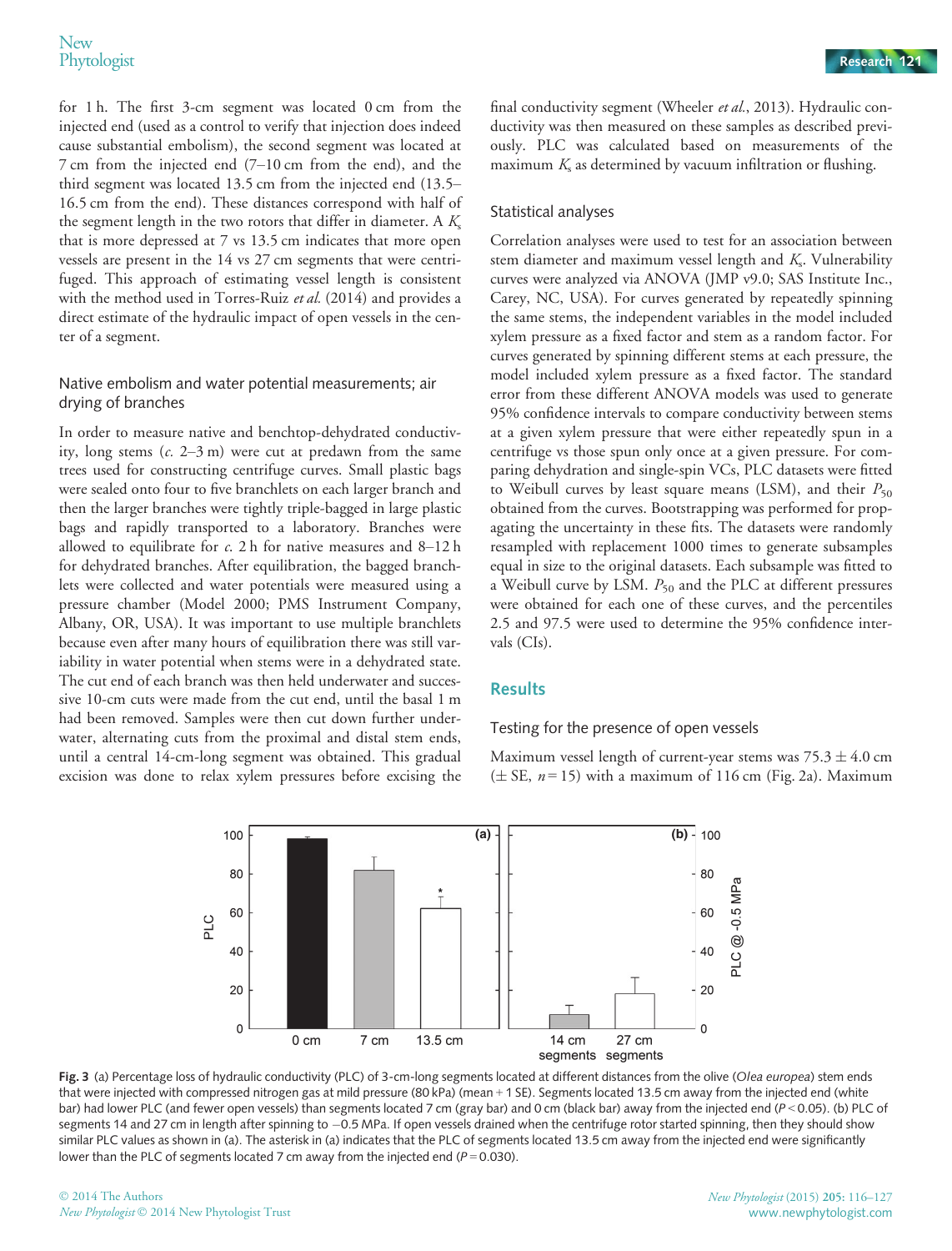for 1 h. The first 3-cm segment was located 0 cm from the injected end (used as a control to verify that injection does indeed cause substantial embolism), the second segment was located at 7 cm from the injected end (7–10 cm from the end), and the third segment was located 13.5 cm from the injected end (13.5–16.5 cm from the end). These distances correspond with half of the segment length in the two rotors that differ in diameter. A $K_s$ that is more depressed at 7 vs 13.5 cm indicates that more open vessels are present in the 14 vs 27 cm segments that were centrifuged. This approach of estimating vessel length is consistent with the method used in Torres-Ruiz *et al.* (2014) and provides a direct estimate of the hydraulic impact of open vessels in the center of a segment.

### Native embolism and water potential measurements; air drying of branches

In order to measure native and benchtop-dehydrated conductivity, long stems (*c.* 2–3 m) were cut at predawn from the same trees used for constructing centrifuge curves. Small plastic bags were sealed onto four to five branchlets on each larger branch and then the larger branches were tightly triple-bagged in large plastic bags and rapidly transported to a laboratory. Branches were allowed to equilibrate for *c.* 2 h for native measures and 8–12 h for dehydrated branches. After equilibration, the bagged branchlets were collected and water potentials were measured using a pressure chamber (Model 2000; PMS Instrument Company, Albany, OR, USA). It was important to use multiple branchlets because even after many hours of equilibration there was still variability in water potential when stems were in a dehydrated state. The cut end of each branch was then held underwater and successive 10-cm cuts were made from the cut end, until the basal 1 m had been removed. Samples were then cut down further underwater, alternating cuts from the proximal and distal stem ends, until a central 14-cm-long segment was obtained. This gradual excision was done to relax xylem pressures before excising the final conductivity segment (Wheeler *et al.*, 2013). Hydraulic conductivity was then measured on these samples as described previously. PLC was calculated based on measurements of the maximum $K_s$ as determined by vacuum infiltration or flushing.

### Statistical analyses

Correlation analyses were used to test for an association between stem diameter and maximum vessel length and $K_s$. Vulnerability curves were analyzed via ANOVA (JMP v9.0; SAS Institute Inc., Carey, NC, USA). For curves generated by repeatedly spinning the same stems, the independent variables in the model included xylem pressure as a fixed factor and stem as a random factor. For curves generated by spinning different stems at each pressure, the model included xylem pressure as a fixed factor. The standard error from these different ANOVA models was used to generate 95% confidence intervals to compare conductivity between stems at a given xylem pressure that were either repeatedly spun in a centrifuge vs those spun only once at a given pressure. For comparing dehydration and single-spin VCs, PLC datasets were fitted to Weibull curves by least square means (LSM), and their $P_{50}$ obtained from the curves. Bootstrapping was performed for propagating the uncertainty in these fits. The datasets were randomly resampled with replacement 1000 times to generate subsamples equal in size to the original datasets. Each subsample was fitted to a Weibull curve by LSM. $P_{50}$ and the PLC at different pressures were obtained for each one of these curves, and the percentiles 2.5 and 97.5 were used to determine the 95% confidence intervals (CIs).

## Results

### Testing for the presence of open vessels

Maximum vessel length of current-year stems was $75.3 \pm 4.0$ cm ($\pm$ SE, $n = 15$) with a maximum of 116 cm (Fig. 2a). Maximum

**Fig. 3** (a) Percentage loss of hydraulic conductivity (PLC) of 3-cm-long segments located at different distances from the olive (*Olea europea*) stem ends that were injected with compressed nitrogen gas at mild pressure (80 kPa) (mean + 1 SE). Segments located 13.5 cm away from the injected end (white bar) had lower PLC (and fewer open vessels) than segments located 7 cm (gray bar) and 0 cm (black bar) away from the injected end ($P < 0.05$). (b) PLC of segments 14 and 27 cm in length after spinning to −0.5 MPa. If open vessels drained when the centrifuge rotor started spinning, then they should show similar PLC values as shown in (a). The asterisk in (a) indicates that the PLC of segments located 13.5 cm away from the injected end were significantly lower than the PLC of segments located 7 cm away from the injected end ($P = 0.030$).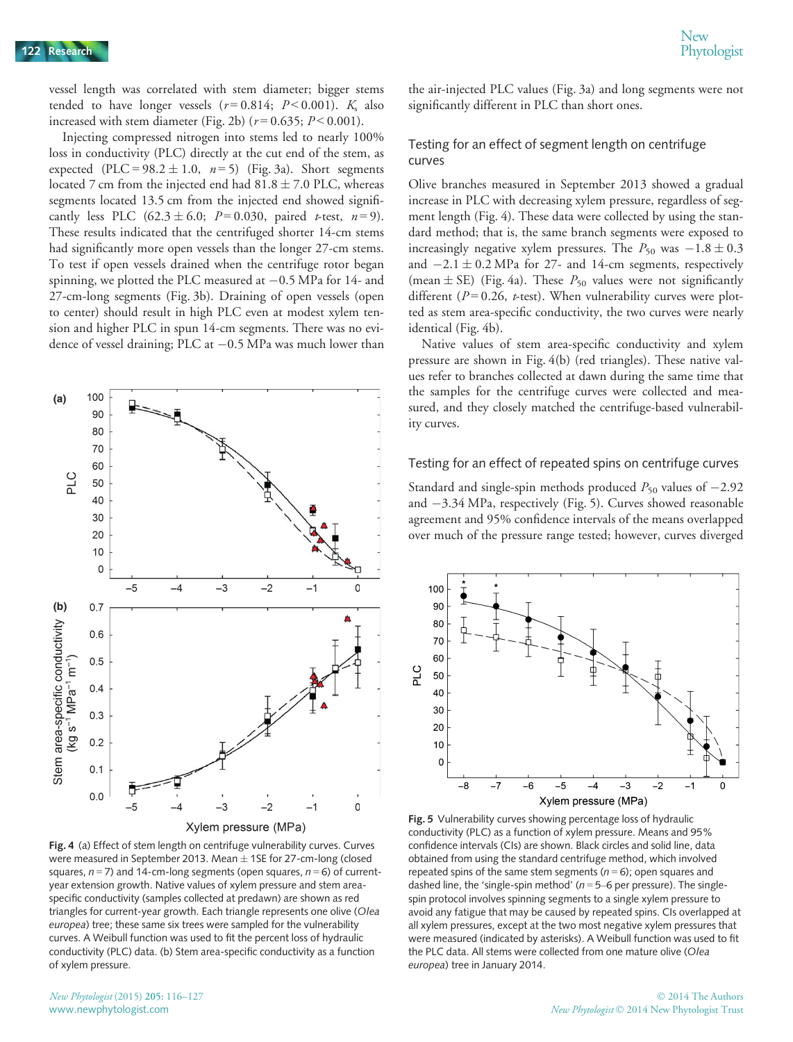vessel length was correlated with stem diameter; bigger stems tended to have longer vessels ($r = 0.814$; $P < 0.001$). $K_s$ also increased with stem diameter (Fig. 2b) ($r = 0.635$; $P < 0.001$).

Injecting compressed nitrogen into stems led to nearly 100% loss in conductivity (PLC) directly at the cut end of the stem, as expected (PLC = 98.2 ± 1.0, $n = 5$) (Fig. 3a). Short segments located 7 cm from the injected end had 81.8 ± 7.0 PLC, whereas segments located 13.5 cm from the injected end showed significantly less PLC (62.3 ± 6.0; $P = 0.030$, paired $t$-test, $n = 9$). These results indicated that the centrifuged shorter 14-cm stems had significantly more open vessels than the longer 27-cm stems. To test if open vessels drained when the centrifuge rotor began spinning, we plotted the PLC measured at −0.5 MPa for 14- and 27-cm-long segments (Fig. 3b). Draining of open vessels (open to center) should result in high PLC even at modest xylem tension and higher PLC in spun 14-cm segments. There was no evidence of vessel draining; PLC at −0.5 MPa was much lower than the air-injected PLC values (Fig. 3a) and long segments were not significantly different in PLC than short ones.

## Testing for an effect of segment length on centrifuge curves

Olive branches measured in September 2013 showed a gradual increase in PLC with decreasing xylem pressure, regardless of segment length (Fig. 4). These data were collected by using the standard method; that is, the same branch segments were exposed to increasingly negative xylem pressures. The $P_{50}$ was −1.8 ± 0.3 and −2.1 ± 0.2 MPa for 27- and 14-cm segments, respectively (mean ± SE) (Fig. 4a). These $P_{50}$ values were not significantly different ($P = 0.26$, $t$-test). When vulnerability curves were plotted as stem area-specific conductivity, the two curves were nearly identical (Fig. 4b).

Native values of stem area-specific conductivity and xylem pressure are shown in Fig. 4(b) (red triangles). These native values refer to branches collected at dawn during the same time that the samples for the centrifuge curves were collected and measured, and they closely matched the centrifuge-based vulnerability curves.

**Fig. 4** (a) Effect of stem length on centrifuge vulnerability curves. Curves were measured in September 2013. Mean ± 1SE for 27-cm-long (closed squares, $n = 7$) and 14-cm-long segments (open squares, $n = 6$) of current-year extension growth. Native values of xylem pressure and stem area-specific conductivity (samples collected at predawn) are shown as red triangles for current-year growth. Each triangle represents one olive (*Olea europea*) tree; these same six trees were sampled for the vulnerability curves. A Weibull function was used to fit the percent loss of hydraulic conductivity (PLC) data. (b) Stem area-specific conductivity as a function of xylem pressure.

## Testing for an effect of repeated spins on centrifuge curves

Standard and single-spin methods produced $P_{50}$ values of −2.92 and −3.34 MPa, respectively (Fig. 5). Curves showed reasonable agreement and 95% confidence intervals of the means overlapped over much of the pressure range tested; however, curves diverged

**Fig. 5** Vulnerability curves showing percentage loss of hydraulic conductivity (PLC) as a function of xylem pressure. Means and 95% confidence intervals (CIs) are shown. Black circles and solid line, data obtained from using the standard centrifuge method, which involved repeated spins of the same stem segments ($n = 6$); open squares and dashed line, the 'single-spin method' ($n = 5$–6 per pressure). The single-spin protocol involves spinning segments to a single xylem pressure to avoid any fatigue that may be caused by repeated spins. CIs overlapped at all xylem pressures, except at the two most negative xylem pressures that were measured (indicated by asterisks). A Weibull function was used to fit the PLC data. All stems were collected from one mature olive (*Olea europea*) tree in January 2014.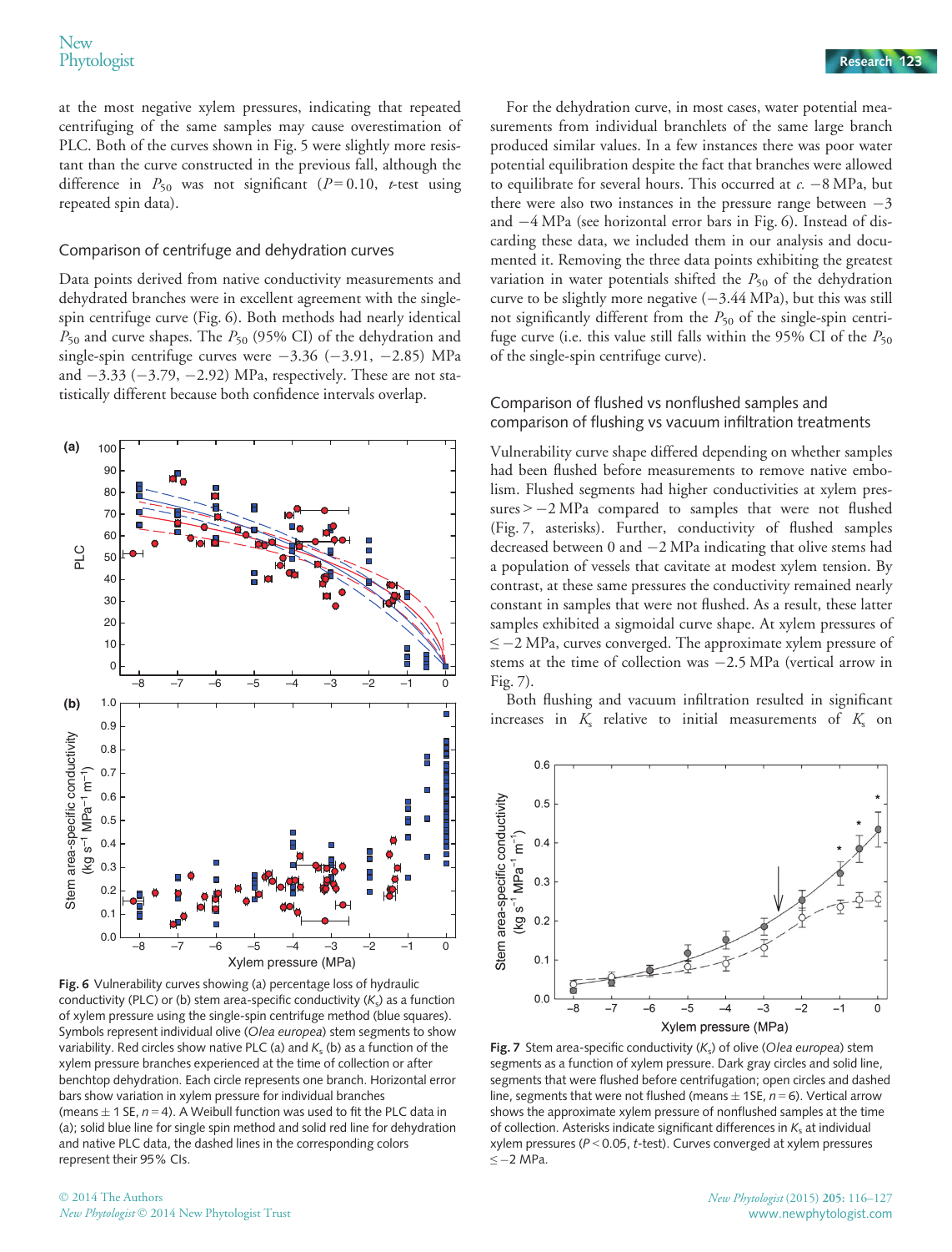at the most negative xylem pressures, indicating that repeated centrifuging of the same samples may cause overestimation of PLC. Both of the curves shown in Fig. 5 were slightly more resistant than the curve constructed in the previous fall, although the difference in $P_{50}$ was not significant ($P = 0.10$, $t$-test using repeated spin data).

### Comparison of centrifuge and dehydration curves

Data points derived from native conductivity measurements and dehydrated branches were in excellent agreement with the single-spin centrifuge curve (Fig. 6). Both methods had nearly identical $P_{50}$ and curve shapes. The $P_{50}$ (95% CI) of the dehydration and single-spin centrifuge curves were −3.36 (−3.91, −2.85) MPa and −3.33 (−3.79, −2.92) MPa, respectively. These are not statistically different because both confidence intervals overlap.

**Fig. 6** Vulnerability curves showing (a) percentage loss of hydraulic conductivity (PLC) or (b) stem area-specific conductivity ($K_s$) as a function of xylem pressure using the single-spin centrifuge method (blue squares). Symbols represent individual olive (*Olea europea*) stem segments to show variability. Red circles show native PLC (a) and $K_s$ (b) as a function of the xylem pressure branches experienced at the time of collection or after benchtop dehydration. Each circle represents one branch. Horizontal error bars show variation in xylem pressure for individual branches (means ± 1 SE, $n = 4$). A Weibull function was used to fit the PLC data in (a); solid blue line for single spin method and solid red line for dehydration and native PLC data, the dashed lines in the corresponding colors represent their 95% CIs.

For the dehydration curve, in most cases, water potential measurements from individual branchlets of the same large branch produced similar values. In a few instances there was poor water potential equilibration despite the fact that branches were allowed to equilibrate for several hours. This occurred at *c.* −8 MPa, but there were also two instances in the pressure range between −3 and −4 MPa (see horizontal error bars in Fig. 6). Instead of discarding these data, we included them in our analysis and documented it. Removing the three data points exhibiting the greatest variation in water potentials shifted the $P_{50}$ of the dehydration curve to be slightly more negative (−3.44 MPa), but this was still not significantly different from the $P_{50}$ of the single-spin centrifuge curve (i.e. this value still falls within the 95% CI of the $P_{50}$ of the single-spin centrifuge curve).

### Comparison of flushed vs nonflushed samples and comparison of flushing vs vacuum infiltration treatments

Vulnerability curve shape differed depending on whether samples had been flushed before measurements to remove native embolism. Flushed segments had higher conductivities at xylem pressures > −2 MPa compared to samples that were not flushed (Fig. 7, asterisks). Further, conductivity of flushed samples decreased between 0 and −2 MPa indicating that olive stems had a population of vessels that cavitate at modest xylem tension. By contrast, at these same pressures the conductivity remained nearly constant in samples that were not flushed. As a result, these latter samples exhibited a sigmoidal curve shape. At xylem pressures of ≤ −2 MPa, curves converged. The approximate xylem pressure of stems at the time of collection was −2.5 MPa (vertical arrow in Fig. 7).

Both flushing and vacuum infiltration resulted in significant increases in $K_s$ relative to initial measurements of $K_s$ on

**Fig. 7** Stem area-specific conductivity ($K_s$) of olive (*Olea europea*) stem segments as a function of xylem pressure. Dark gray circles and solid line, segments that were flushed before centrifugation; open circles and dashed line, segments that were not flushed (means ± 1SE, $n = 6$). Vertical arrow shows the approximate xylem pressure of nonflushed samples at the time of collection. Asterisks indicate significant differences in $K_s$ at individual xylem pressures ($P < 0.05$, $t$-test). Curves converged at xylem pressures ≤ −2 MPa.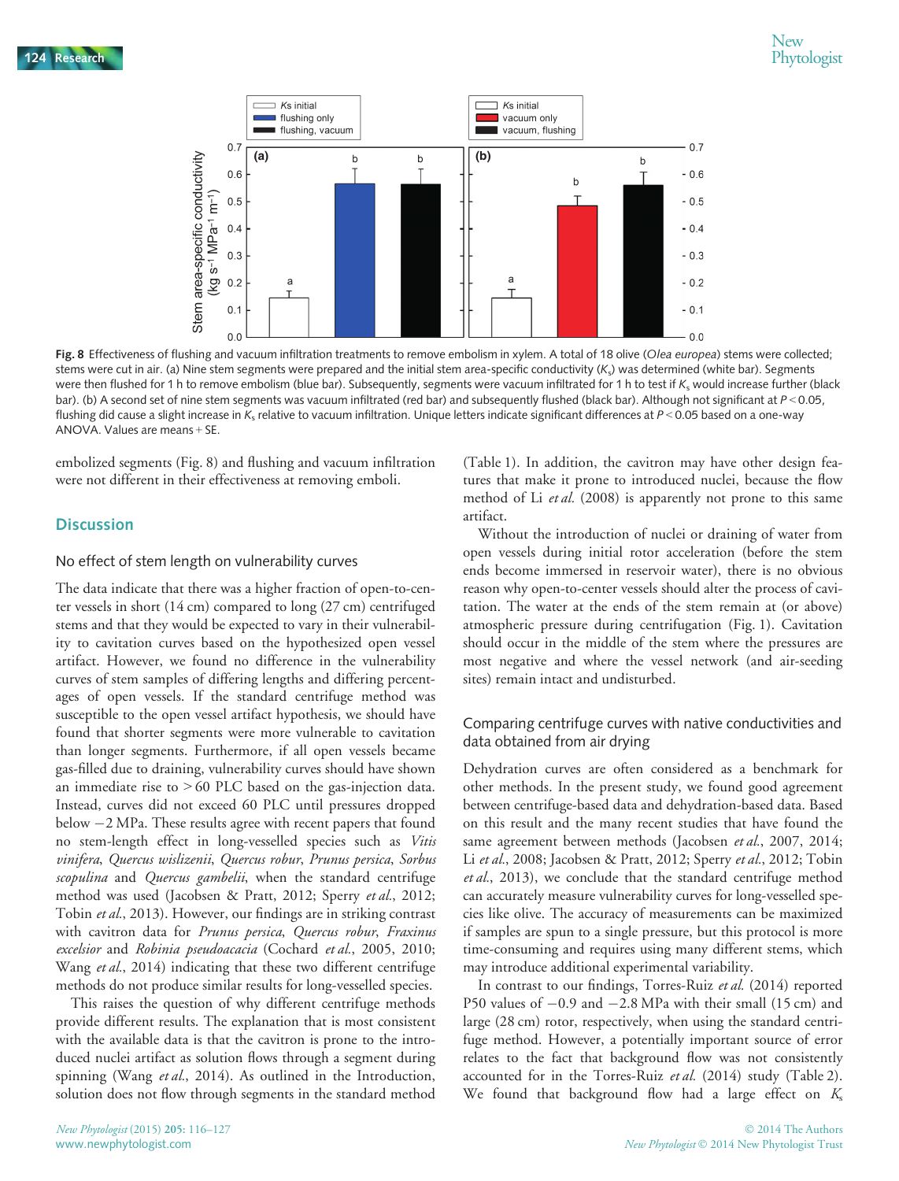Fig. 8 Effectiveness of flushing and vacuum infiltration treatments to remove embolism in xylem. A total of 18 olive (*Olea europea*) stems were collected; stems were cut in air. (a) Nine stem segments were prepared and the initial stem area-specific conductivity ($K_s$) was determined (white bar). Segments were then flushed for 1 h to remove embolism (blue bar). Subsequently, segments were vacuum infiltrated for 1 h to test if $K_s$ would increase further (black bar). (b) A second set of nine stem segments was vacuum infiltrated (red bar) and subsequently flushed (black bar). Although not significant at $P < 0.05$, flushing did cause a slight increase in $K_s$ relative to vacuum infiltration. Unique letters indicate significant differences at $P < 0.05$ based on a one-way ANOVA. Values are means + SE.

embolized segments (Fig. 8) and flushing and vacuum infiltration were not different in their effectiveness at removing emboli.

## Discussion

### No effect of stem length on vulnerability curves

The data indicate that there was a higher fraction of open-to-center vessels in short (14 cm) compared to long (27 cm) centrifuged stems and that they would be expected to vary in their vulnerability to cavitation curves based on the hypothesized open vessel artifact. However, we found no difference in the vulnerability curves of stem samples of differing lengths and differing percentages of open vessels. If the standard centrifuge method was susceptible to the open vessel artifact hypothesis, we should have found that shorter segments were more vulnerable to cavitation than longer segments. Furthermore, if all open vessels became gas-filled due to draining, vulnerability curves should have shown an immediate rise to > 60 PLC based on the gas-injection data. Instead, curves did not exceed 60 PLC until pressures dropped below −2 MPa. These results agree with recent papers that found no stem-length effect in long-vesselled species such as *Vitis vinifera*, *Quercus wislizenii*, *Quercus robur*, *Prunus persica*, *Sorbus scopulina* and *Quercus gambelii*, when the standard centrifuge method was used (Jacobsen & Pratt, 2012; Sperry *et al.*, 2012; Tobin *et al.*, 2013). However, our findings are in striking contrast with cavitron data for *Prunus persica*, *Quercus robur*, *Fraxinus excelsior* and *Robinia pseudoacacia* (Cochard *et al.*, 2005, 2010; Wang *et al.*, 2014) indicating that these two different centrifuge methods do not produce similar results for long-vesselled species.

This raises the question of why different centrifuge methods provide different results. The explanation that is most consistent with the available data is that the cavitron is prone to the introduced nuclei artifact as solution flows through a segment during spinning (Wang *et al.*, 2014). As outlined in the Introduction, solution does not flow through segments in the standard method (Table 1). In addition, the cavitron may have other design features that make it prone to introduced nuclei, because the flow method of Li *et al.* (2008) is apparently not prone to this same artifact.

Without the introduction of nuclei or draining of water from open vessels during initial rotor acceleration (before the stem ends become immersed in reservoir water), there is no obvious reason why open-to-center vessels should alter the process of cavitation. The water at the ends of the stem remain at (or above) atmospheric pressure during centrifugation (Fig. 1). Cavitation should occur in the middle of the stem where the pressures are most negative and where the vessel network (and air-seeding sites) remain intact and undisturbed.

### Comparing centrifuge curves with native conductivities and data obtained from air drying

Dehydration curves are often considered as a benchmark for other methods. In the present study, we found good agreement between centrifuge-based data and dehydration-based data. Based on this result and the many recent studies that have found the same agreement between methods (Jacobsen *et al.*, 2007, 2014; Li *et al.*, 2008; Jacobsen & Pratt, 2012; Sperry *et al.*, 2012; Tobin *et al.*, 2013), we conclude that the standard centrifuge method can accurately measure vulnerability curves for long-vesselled species like olive. The accuracy of measurements can be maximized if samples are spun to a single pressure, but this protocol is more time-consuming and requires using many different stems, which may introduce additional experimental variability.

In contrast to our findings, Torres-Ruiz *et al.* (2014) reported P50 values of −0.9 and −2.8 MPa with their small (15 cm) and large (28 cm) rotor, respectively, when using the standard centrifuge method. However, a potentially important source of error relates to the fact that background flow was not consistently accounted for in the Torres-Ruiz *et al.* (2014) study (Table 2). We found that background flow had a large effect on $K_s$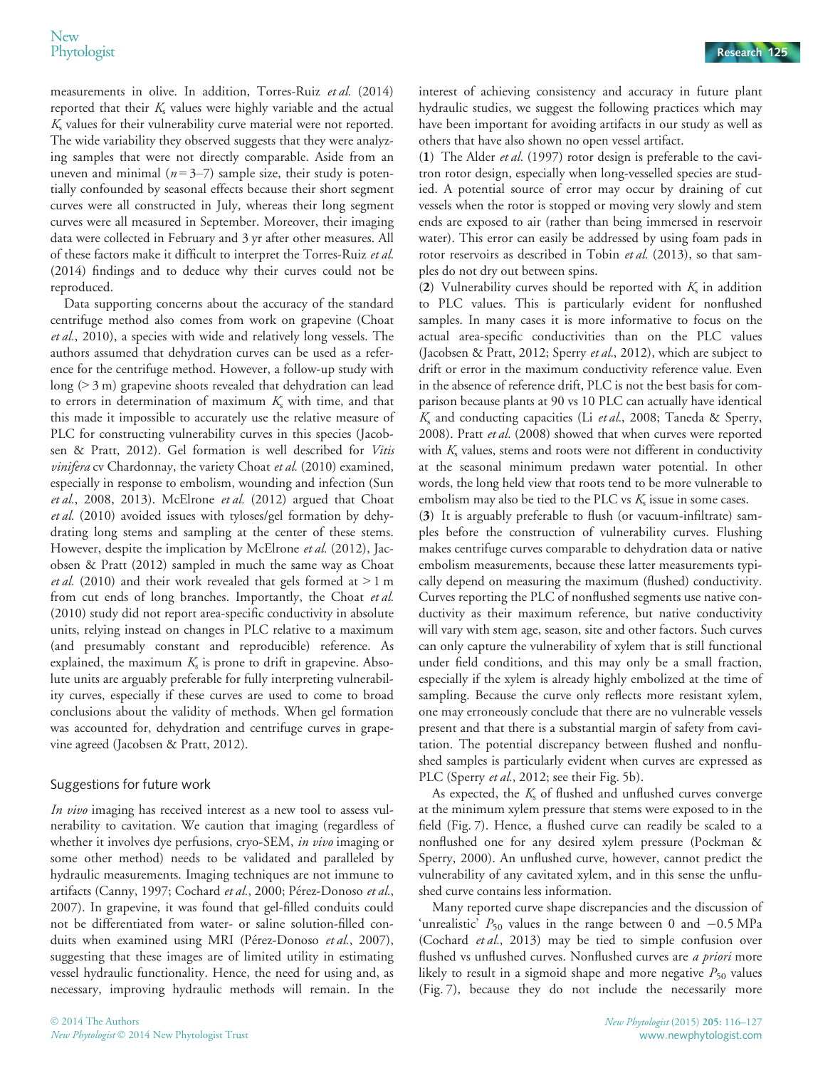measurements in olive. In addition, Torres-Ruiz *et al.* (2014) reported that their $K_s$ values were highly variable and the actual $K_s$ values for their vulnerability curve material were not reported. The wide variability they observed suggests that they were analyzing samples that were not directly comparable. Aside from an uneven and minimal ($n = 3$–$7$) sample size, their study is potentially confounded by seasonal effects because their short segment curves were all constructed in July, whereas their long segment curves were all measured in September. Moreover, their imaging data were collected in February and 3 yr after other measures. All of these factors make it difficult to interpret the Torres-Ruiz *et al.* (2014) findings and to deduce why their curves could not be reproduced.

Data supporting concerns about the accuracy of the standard centrifuge method also comes from work on grapevine (Choat *et al.*, 2010), a species with wide and relatively long vessels. The authors assumed that dehydration curves can be used as a reference for the centrifuge method. However, a follow-up study with long (> 3 m) grapevine shoots revealed that dehydration can lead to errors in determination of maximum $K_s$ with time, and that this made it impossible to accurately use the relative measure of PLC for constructing vulnerability curves in this species (Jacobsen & Pratt, 2012). Gel formation is well described for *Vitis vinifera* cv Chardonnay, the variety Choat *et al.* (2010) examined, especially in response to embolism, wounding and infection (Sun *et al.*, 2008, 2013). McElrone *et al.* (2012) argued that Choat *et al.* (2010) avoided issues with tyloses/gel formation by dehydrating long stems and sampling at the center of these stems. However, despite the implication by McElrone *et al.* (2012), Jacobsen & Pratt (2012) sampled in much the same way as Choat *et al.* (2010) and their work revealed that gels formed at > 1 m from cut ends of long branches. Importantly, the Choat *et al.* (2010) study did not report area-specific conductivity in absolute units, relying instead on changes in PLC relative to a maximum (and presumably constant and reproducible) reference. As explained, the maximum $K_s$ is prone to drift in grapevine. Absolute units are arguably preferable for fully interpreting vulnerability curves, especially if these curves are used to come to broad conclusions about the validity of methods. When gel formation was accounted for, dehydration and centrifuge curves in grapevine agreed (Jacobsen & Pratt, 2012).

## Suggestions for future work

*In vivo* imaging has received interest as a new tool to assess vulnerability to cavitation. We caution that imaging (regardless of whether it involves dye perfusions, cryo-SEM, *in vivo* imaging or some other method) needs to be validated and paralleled by hydraulic measurements. Imaging techniques are not immune to artifacts (Canny, 1997; Cochard *et al.*, 2000; Pérez-Donoso *et al.*, 2007). In grapevine, it was found that gel-filled conduits could not be differentiated from water- or saline solution-filled conduits when examined using MRI (Pérez-Donoso *et al.*, 2007), suggesting that these images are of limited utility in estimating vessel hydraulic functionality. Hence, the need for using and, as necessary, improving hydraulic methods will remain. In the interest of achieving consistency and accuracy in future plant hydraulic studies, we suggest the following practices which may have been important for avoiding artifacts in our study as well as others that have also shown no open vessel artifact.

(**1**) The Alder *et al.* (1997) rotor design is preferable to the cavitron rotor design, especially when long-vesselled species are studied. A potential source of error may occur by draining of cut vessels when the rotor is stopped or moving very slowly and stem ends are exposed to air (rather than being immersed in reservoir water). This error can easily be addressed by using foam pads in rotor reservoirs as described in Tobin *et al.* (2013), so that samples do not dry out between spins.

(**2**) Vulnerability curves should be reported with $K_s$ in addition to PLC values. This is particularly evident for nonflushed samples. In many cases it is more informative to focus on the actual area-specific conductivities than on the PLC values (Jacobsen & Pratt, 2012; Sperry *et al.*, 2012), which are subject to drift or error in the maximum conductivity reference value. Even in the absence of reference drift, PLC is not the best basis for comparison because plants at 90 vs 10 PLC can actually have identical $K_s$ and conducting capacities (Li *et al.*, 2008; Taneda & Sperry, 2008). Pratt *et al.* (2008) showed that when curves were reported with $K_s$ values, stems and roots were not different in conductivity at the seasonal minimum predawn water potential. In other words, the long held view that roots tend to be more vulnerable to embolism may also be tied to the PLC vs $K_s$ issue in some cases.

(**3**) It is arguably preferable to flush (or vacuum-infiltrate) samples before the construction of vulnerability curves. Flushing makes centrifuge curves comparable to dehydration data or native embolism measurements, because these latter measurements typically depend on measuring the maximum (flushed) conductivity. Curves reporting the PLC of nonflushed segments use native conductivity as their maximum reference, but native conductivity will vary with stem age, season, site and other factors. Such curves can only capture the vulnerability of xylem that is still functional under field conditions, and this may only be a small fraction, especially if the xylem is already highly embolized at the time of sampling. Because the curve only reflects more resistant xylem, one may erroneously conclude that there are no vulnerable vessels present and that there is a substantial margin of safety from cavitation. The potential discrepancy between flushed and nonflushed samples is particularly evident when curves are expressed as PLC (Sperry *et al.*, 2012; see their Fig. 5b).

As expected, the $K_s$ of flushed and unflushed curves converge at the minimum xylem pressure that stems were exposed to in the field (Fig. 7). Hence, a flushed curve can readily be scaled to a nonflushed one for any desired xylem pressure (Pockman & Sperry, 2000). An unflushed curve, however, cannot predict the vulnerability of any cavitated xylem, and in this sense the unflushed curve contains less information.

Many reported curve shape discrepancies and the discussion of 'unrealistic' $P_{50}$ values in the range between 0 and $-0.5$ MPa (Cochard *et al.*, 2013) may be tied to simple confusion over flushed vs unflushed curves. Nonflushed curves are *a priori* more likely to result in a sigmoid shape and more negative $P_{50}$ values (Fig. 7), because they do not include the necessarily more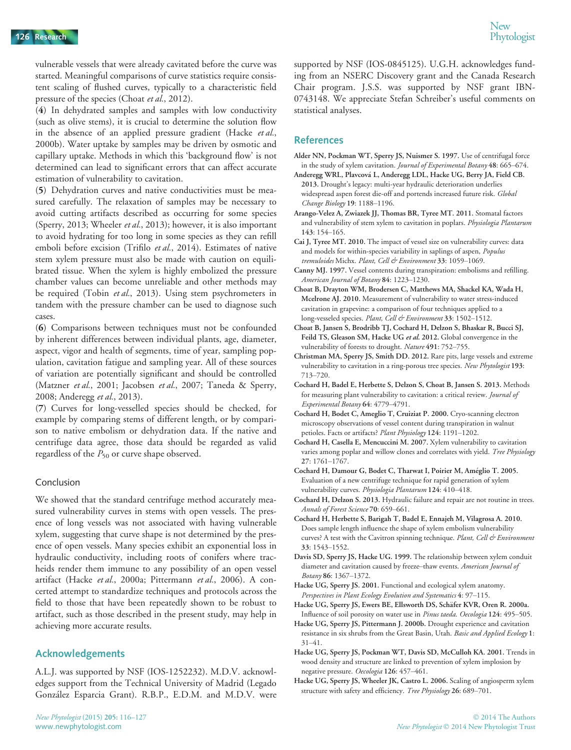vulnerable vessels that were already cavitated before the curve was started. Meaningful comparisons of curve statistics require consistent scaling of flushed curves, typically to a characteristic field pressure of the species (Choat *et al.*, 2012).

(**4**) In dehydrated samples and samples with low conductivity (such as olive stems), it is crucial to determine the solution flow in the absence of an applied pressure gradient (Hacke *et al.*, 2000b). Water uptake by samples may be driven by osmotic and capillary uptake. Methods in which this 'background flow' is not determined can lead to significant errors that can affect accurate estimation of vulnerability to cavitation.

(**5**) Dehydration curves and native conductivities must be measured carefully. The relaxation of samples may be necessary to avoid cutting artifacts described as occurring for some species (Sperry, 2013; Wheeler *et al.*, 2013); however, it is also important to avoid hydrating for too long in some species as they can refill emboli before excision (Trifilo *et al.*, 2014). Estimates of native stem xylem pressure must also be made with caution on equilibrated tissue. When the xylem is highly embolized the pressure chamber values can become unreliable and other methods may be required (Tobin *et al.*, 2013). Using stem psychrometers in tandem with the pressure chamber can be used to diagnose such cases.

(**6**) Comparisons between techniques must not be confounded by inherent differences between individual plants, age, diameter, aspect, vigor and health of segments, time of year, sampling population, cavitation fatigue and sampling year. All of these sources of variation are potentially significant and should be controlled (Matzner *et al.*, 2001; Jacobsen *et al.*, 2007; Taneda & Sperry, 2008; Anderegg *et al.*, 2013).

(**7**) Curves for long-vesselled species should be checked, for example by comparing stems of different length, or by comparison to native embolism or dehydration data. If the native and centrifuge data agree, those data should be regarded as valid regardless of the $P_{50}$ or curve shape observed.

### Conclusion

We showed that the standard centrifuge method accurately measured vulnerability curves in stems with open vessels. The presence of long vessels was not associated with having vulnerable xylem, suggesting that curve shape is not determined by the presence of open vessels. Many species exhibit an exponential loss in hydraulic conductivity, including roots of conifers where tracheids render them immune to any possibility of an open vessel artifact (Hacke *et al.*, 2000a; Pittermann *et al.*, 2006). A concerted attempt to standardize techniques and protocols across the field to those that have been repeatedly shown to be robust to artifact, such as those described in the present study, may help in achieving more accurate results.

## Acknowledgements

A.L.J. was supported by NSF (IOS-1252232). M.D.V. acknowledges support from the Technical University of Madrid (Legado González Esparcia Grant). R.B.P., E.D.M. and M.D.V. were supported by NSF (IOS-0845125). U.G.H. acknowledges funding from an NSERC Discovery grant and the Canada Research Chair program. J.S.S. was supported by NSF grant IBN-0743148. We appreciate Stefan Schreiber's useful comments on statistical analyses.

## References

**Alder NN, Pockman WT, Sperry JS, Nuismer S. 1997.** Use of centrifugal force in the study of xylem cavitation. *Journal of Experimental Botany* **48**: 665–674.

**Anderegg WRL, Plavcová L, Anderegg LDL, Hacke UG, Berry JA, Field CB. 2013.** Drought's legacy: multi-year hydraulic deterioration underlies widespread aspen forest die-off and portends increased future risk. *Global Change Biology* **19**: 1188–1196.

**Arango-Velez A, Zwiazek JJ, Thomas BR, Tyree MT. 2011.** Stomatal factors and vulnerability of stem xylem to cavitation in poplars. *Physiologia Plantarum* **143**: 154–165.

**Cai J, Tyree MT. 2010.** The impact of vessel size on vulnerability curves: data and models for within-species variability in saplings of aspen, *Populus tremuloides* Michx. *Plant, Cell & Environment* **33**: 1059–1069.

**Canny MJ. 1997.** Vessel contents during transpiration: embolisms and refilling. *American Journal of Botany* **84**: 1223–1230.

**Choat B, Drayton WM, Brodersen C, Matthews MA, Shackel KA, Wada H, Mcelrone AJ. 2010.** Measurement of vulnerability to water stress-induced cavitation in grapevine: a comparison of four techniques applied to a long-vesseled species. *Plant, Cell & Environment* **33**: 1502–1512.

**Choat B, Jansen S, Brodribb TJ, Cochard H, Delzon S, Bhaskar R, Bucci SJ, Feild TS, Gleason SM, Hacke UG *et al.* 2012.** Global convergence in the vulnerability of forests to drought. *Nature* **491**: 752–755.

**Christman MA, Sperry JS, Smith DD. 2012.** Rare pits, large vessels and extreme vulnerability to cavitation in a ring-porous tree species. *New Phytologist* **193**: 713–720.

**Cochard H, Badel E, Herbette S, Delzon S, Choat B, Jansen S. 2013.** Methods for measuring plant vulnerability to cavitation: a critical review. *Journal of Experimental Botany* **64**: 4779–4791.

**Cochard H, Bodet C, Ameglio T, Cruiziat P. 2000.** Cryo-scanning electron microscopy observations of vessel content during transpiration in walnut petioles. Facts or artifacts? *Plant Physiology* **124**: 1191–1202.

**Cochard H, Casella E, Mencuccini M. 2007.** Xylem vulnerability to cavitation varies among poplar and willow clones and correlates with yield. *Tree Physiology* **27**: 1761–1767.

**Cochard H, Damour G, Bodet C, Tharwat I, Poirier M, Améglio T. 2005.** Evaluation of a new centrifuge technique for rapid generation of xylem vulnerability curves. *Physiologia Plantarum* **124**: 410–418.

**Cochard H, Delzon S. 2013.** Hydraulic failure and repair are not routine in trees. *Annals of Forest Science* **70**: 659–661.

**Cochard H, Herbette S, Barigah T, Badel E, Ennajeh M, Vilagrosa A. 2010.** Does sample length influence the shape of xylem embolism vulnerability curves? A test with the Cavitron spinning technique. *Plant, Cell & Environment* **33**: 1543–1552.

**Davis SD, Sperry JS, Hacke UG. 1999.** The relationship between xylem conduit diameter and cavitation caused by freeze–thaw events. *American Journal of Botany* **86**: 1367–1372.

**Hacke UG, Sperry JS. 2001.** Functional and ecological xylem anatomy. *Perspectives in Plant Ecology Evolution and Systematics* **4**: 97–115.

**Hacke UG, Sperry JS, Ewers BE, Ellsworth DS, Schäfer KVR, Oren R. 2000a.** Influence of soil porosity on water use in *Pinus taeda*. *Oecologia* **124**: 495–505.

**Hacke UG, Sperry JS, Pittermann J. 2000b.** Drought experience and cavitation resistance in six shrubs from the Great Basin, Utah. *Basic and Applied Ecology* **1**: 31–41.

**Hacke UG, Sperry JS, Pockman WT, Davis SD, McCulloh KA. 2001.** Trends in wood density and structure are linked to prevention of xylem implosion by negative pressure. *Oecologia* **126**: 457–461.

**Hacke UG, Sperry JS, Wheeler JK, Castro L. 2006.** Scaling of angiosperm xylem structure with safety and efficiency. *Tree Physiology* **26**: 689–701.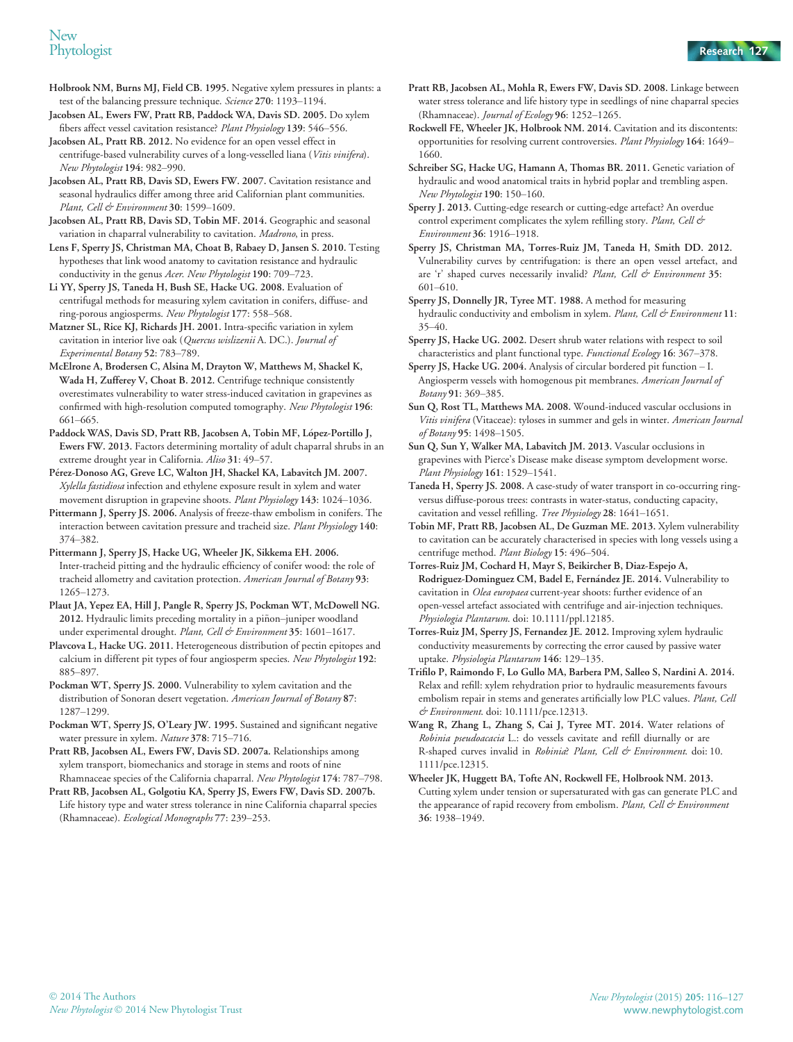Holbrook NM, Burns MJ, Field CB. 1995. Negative xylem pressures in plants: a test of the balancing pressure technique. *Science* 270: 1193–1194.

Jacobsen AL, Ewers FW, Pratt RB, Paddock WA, Davis SD. 2005. Do xylem fibers affect vessel cavitation resistance? *Plant Physiology* 139: 546–556.

Jacobsen AL, Pratt RB. 2012. No evidence for an open vessel effect in centrifuge-based vulnerability curves of a long-vesselled liana (*Vitis vinifera*). *New Phytologist* 194: 982–990.

Jacobsen AL, Pratt RB, Davis SD, Ewers FW. 2007. Cavitation resistance and seasonal hydraulics differ among three arid Californian plant communities. *Plant, Cell & Environment* 30: 1599–1609.

Jacobsen AL, Pratt RB, Davis SD, Tobin MF. 2014. Geographic and seasonal variation in chaparral vulnerability to cavitation. *Madrono*, in press.

Lens F, Sperry JS, Christman MA, Choat B, Rabaey D, Jansen S. 2010. Testing hypotheses that link wood anatomy to cavitation resistance and hydraulic conductivity in the genus *Acer*. *New Phytologist* 190: 709–723.

Li YY, Sperry JS, Taneda H, Bush SE, Hacke UG. 2008. Evaluation of centrifugal methods for measuring xylem cavitation in conifers, diffuse- and ring-porous angiosperms. *New Phytologist* 177: 558–568.

Matzner SL, Rice KJ, Richards JH. 2001. Intra-specific variation in xylem cavitation in interior live oak (*Quercus wislizenii* A. DC.). *Journal of Experimental Botany* 52: 783–789.

McElrone A, Brodersen C, Alsina M, Drayton W, Matthews M, Shackel K, Wada H, Zufferey V, Choat B. 2012. Centrifuge technique consistently overestimates vulnerability to water stress-induced cavitation in grapevines as confirmed with high-resolution computed tomography. *New Phytologist* 196: 661–665.

Paddock WAS, Davis SD, Pratt RB, Jacobsen A, Tobin MF, López-Portillo J, Ewers FW. 2013. Factors determining mortality of adult chaparral shrubs in an extreme drought year in California. *Aliso* 31: 49–57.

Pérez-Donoso AG, Greve LC, Walton JH, Shackel KA, Labavitch JM. 2007. *Xylella fastidiosa* infection and ethylene exposure result in xylem and water movement disruption in grapevine shoots. *Plant Physiology* 143: 1024–1036.

Pittermann J, Sperry JS. 2006. Analysis of freeze-thaw embolism in conifers. The interaction between cavitation pressure and tracheid size. *Plant Physiology* 140: 374–382.

Pittermann J, Sperry JS, Hacke UG, Wheeler JK, Sikkema EH. 2006. Inter-tracheid pitting and the hydraulic efficiency of conifer wood: the role of tracheid allometry and cavitation protection. *American Journal of Botany* 93: 1265–1273.

Plaut JA, Yepez EA, Hill J, Pangle R, Sperry JS, Pockman WT, McDowell NG. 2012. Hydraulic limits preceding mortality in a piñon–juniper woodland under experimental drought. *Plant, Cell & Environment* 35: 1601–1617.

Plavcova L, Hacke UG. 2011. Heterogeneous distribution of pectin epitopes and calcium in different pit types of four angiosperm species. *New Phytologist* 192: 885–897.

Pockman WT, Sperry JS. 2000. Vulnerability to xylem cavitation and the distribution of Sonoran desert vegetation. *American Journal of Botany* 87: 1287–1299.

Pockman WT, Sperry JS, O'Leary JW. 1995. Sustained and significant negative water pressure in xylem. *Nature* 378: 715–716.

Pratt RB, Jacobsen AL, Ewers FW, Davis SD. 2007a. Relationships among xylem transport, biomechanics and storage in stems and roots of nine Rhamnaceae species of the California chaparral. *New Phytologist* 174: 787–798.

Pratt RB, Jacobsen AL, Golgotiu KA, Sperry JS, Ewers FW, Davis SD. 2007b. Life history type and water stress tolerance in nine California chaparral species (Rhamnaceae). *Ecological Monographs* 77: 239–253.

Pratt RB, Jacobsen AL, Mohla R, Ewers FW, Davis SD. 2008. Linkage between water stress tolerance and life history type in seedlings of nine chaparral species (Rhamnaceae). *Journal of Ecology* 96: 1252–1265.

Rockwell FE, Wheeler JK, Holbrook NM. 2014. Cavitation and its discontents: opportunities for resolving current controversies. *Plant Physiology* 164: 1649–1660.

Schreiber SG, Hacke UG, Hamann A, Thomas BR. 2011. Genetic variation of hydraulic and wood anatomical traits in hybrid poplar and trembling aspen. *New Phytologist* 190: 150–160.

Sperry J. 2013. Cutting-edge research or cutting-edge artefact? An overdue control experiment complicates the xylem refilling story. *Plant, Cell & Environment* 36: 1916–1918.

Sperry JS, Christman MA, Torres-Ruiz JM, Taneda H, Smith DD. 2012. Vulnerability curves by centrifugation: is there an open vessel artefact, and are 'r' shaped curves necessarily invalid? *Plant, Cell & Environment* 35: 601–610.

Sperry JS, Donnelly JR, Tyree MT. 1988. A method for measuring hydraulic conductivity and embolism in xylem. *Plant, Cell & Environment* 11: 35–40.

Sperry JS, Hacke UG. 2002. Desert shrub water relations with respect to soil characteristics and plant functional type. *Functional Ecology* 16: 367–378.

Sperry JS, Hacke UG. 2004. Analysis of circular bordered pit function – I. Angiosperm vessels with homogenous pit membranes. *American Journal of Botany* 91: 369–385.

Sun Q, Rost TL, Matthews MA. 2008. Wound-induced vascular occlusions in *Vitis vinifera* (Vitaceae): tyloses in summer and gels in winter. *American Journal of Botany* 95: 1498–1505.

Sun Q, Sun Y, Walker MA, Labavitch JM. 2013. Vascular occlusions in grapevines with Pierce's Disease make disease symptom development worse. *Plant Physiology* 161: 1529–1541.

Taneda H, Sperry JS. 2008. A case-study of water transport in co-occurring ring-versus diffuse-porous trees: contrasts in water-status, conducting capacity, cavitation and vessel refilling. *Tree Physiology* 28: 1641–1651.

Tobin MF, Pratt RB, Jacobsen AL, De Guzman ME. 2013. Xylem vulnerability to cavitation can be accurately characterised in species with long vessels using a centrifuge method. *Plant Biology* 15: 496–504.

Torres-Ruiz JM, Cochard H, Mayr S, Beikircher B, Diaz-Espejo A, Rodriguez-Dominguez CM, Badel E, Fernández JE. 2014. Vulnerability to cavitation in *Olea europaea* current-year shoots: further evidence of an open-vessel artefact associated with centrifuge and air-injection techniques. *Physiologia Plantarum*. doi: 10.1111/ppl.12185.

Torres-Ruiz JM, Sperry JS, Fernandez JE. 2012. Improving xylem hydraulic conductivity measurements by correcting the error caused by passive water uptake. *Physiologia Plantarum* 146: 129–135.

Trifilo P, Raimondo F, Lo Gullo MA, Barbera PM, Salleo S, Nardini A. 2014. Relax and refill: xylem rehydration prior to hydraulic measurements favours embolism repair in stems and generates artificially low PLC values. *Plant, Cell & Environment*. doi: 10.1111/pce.12313.

Wang R, Zhang L, Zhang S, Cai J, Tyree MT. 2014. Water relations of *Robinia pseudoacacia* L.: do vessels cavitate and refill diurnally or are R-shaped curves invalid in *Robinia*? *Plant, Cell & Environment*. doi: 10.1111/pce.12315.

Wheeler JK, Huggett BA, Tofte AN, Rockwell FE, Holbrook NM. 2013. Cutting xylem under tension or supersaturated with gas can generate PLC and the appearance of rapid recovery from embolism. *Plant, Cell & Environment* 36: 1938–1949.